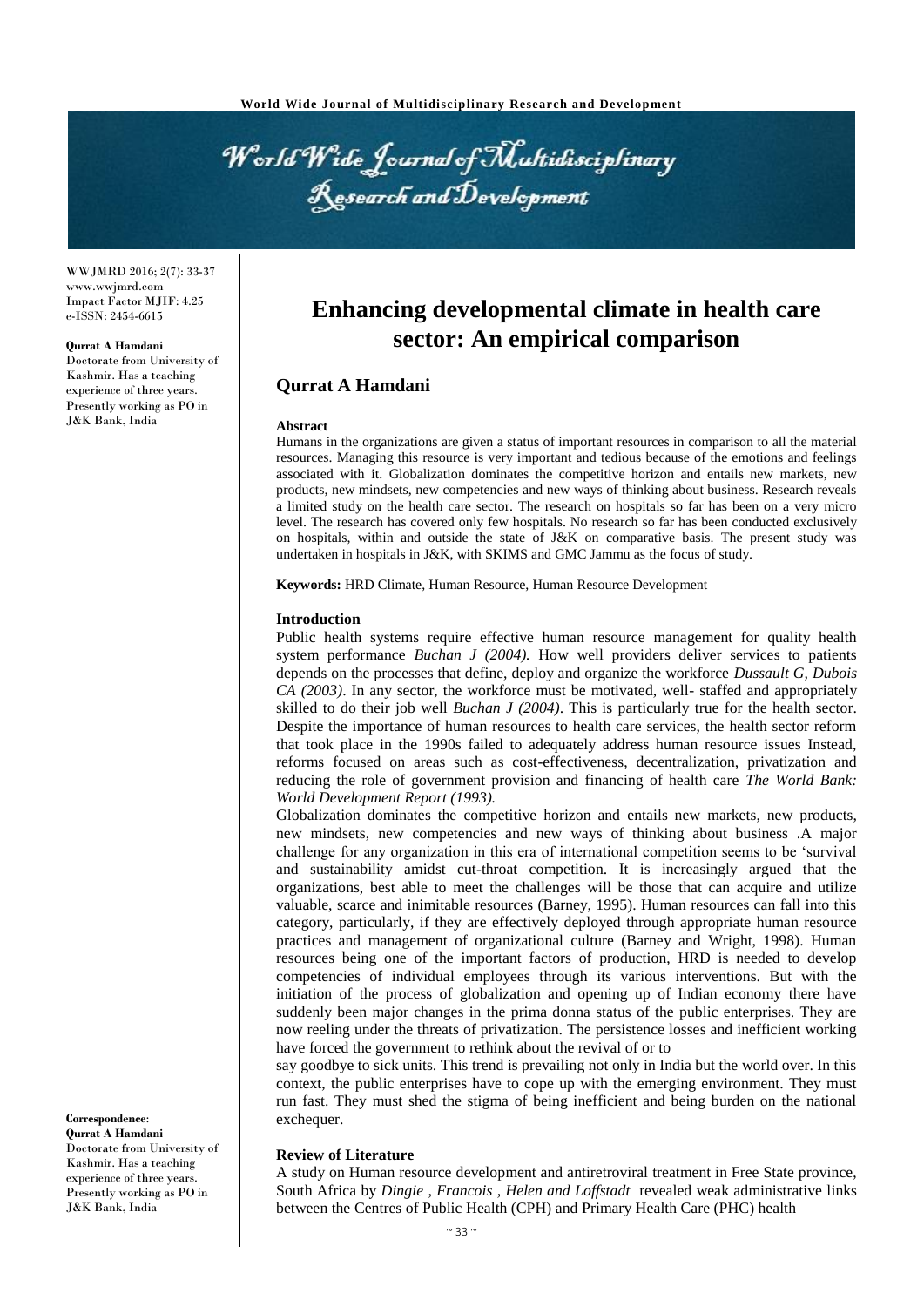WWJMRD 2016; 2(7): 33-37
www.wwjmrd.com
Impact Factor MJIF: 4.25
e-ISSN: 2454-6615

**Qurrat A Hamdani**
Doctorate from University of Kashmir. Has a teaching experience of three years. Presently working as PO in J&K Bank, India

# Enhancing developmental climate in health care sector: An empirical comparison

## Qurrat A Hamdani

### Abstract

Humans in the organizations are given a status of important resources in comparison to all the material resources. Managing this resource is very important and tedious because of the emotions and feelings associated with it. Globalization dominates the competitive horizon and entails new markets, new products, new mindsets, new competencies and new ways of thinking about business. Research reveals a limited study on the health care sector. The research on hospitals so far has been on a very micro level. The research has covered only few hospitals. No research so far has been conducted exclusively on hospitals, within and outside the state of J&K on comparative basis. The present study was undertaken in hospitals in J&K, with SKIMS and GMC Jammu as the focus of study.

**Keywords:** HRD Climate, Human Resource, Human Resource Development

### Introduction

Public health systems require effective human resource management for quality health system performance *Buchan J (2004).* How well providers deliver services to patients depends on the processes that define, deploy and organize the workforce *Dussault G, Dubois CA (2003)*. In any sector, the workforce must be motivated, well- staffed and appropriately skilled to do their job well *Buchan J (2004)*. This is particularly true for the health sector. Despite the importance of human resources to health care services, the health sector reform that took place in the 1990s failed to adequately address human resource issues Instead, reforms focused on areas such as cost-effectiveness, decentralization, privatization and reducing the role of government provision and financing of health care *The World Bank: World Development Report (1993).*

Globalization dominates the competitive horizon and entails new markets, new products, new mindsets, new competencies and new ways of thinking about business .A major challenge for any organization in this era of international competition seems to be 'survival and sustainability amidst cut-throat competition. It is increasingly argued that the organizations, best able to meet the challenges will be those that can acquire and utilize valuable, scarce and inimitable resources (Barney, 1995). Human resources can fall into this category, particularly, if they are effectively deployed through appropriate human resource practices and management of organizational culture (Barney and Wright, 1998). Human resources being one of the important factors of production, HRD is needed to develop competencies of individual employees through its various interventions. But with the initiation of the process of globalization and opening up of Indian economy there have suddenly been major changes in the prima donna status of the public enterprises. They are now reeling under the threats of privatization. The persistence losses and inefficient working have forced the government to rethink about the revival of or to say goodbye to sick units. This trend is prevailing not only in India but the world over. In this context, the public enterprises have to cope up with the emerging environment. They must run fast. They must shed the stigma of being inefficient and being burden on the national exchequer.

### Review of Literature

A study on Human resource development and antiretroviral treatment in Free State province, South Africa by *Dingie , Francois , Helen and Loffstadt* revealed weak administrative links between the Centres of Public Health (CPH) and Primary Health Care (PHC) health

**Correspondence**:
**Qurrat A Hamdani**
Doctorate from University of Kashmir. Has a teaching experience of three years. Presently working as PO in J&K Bank, India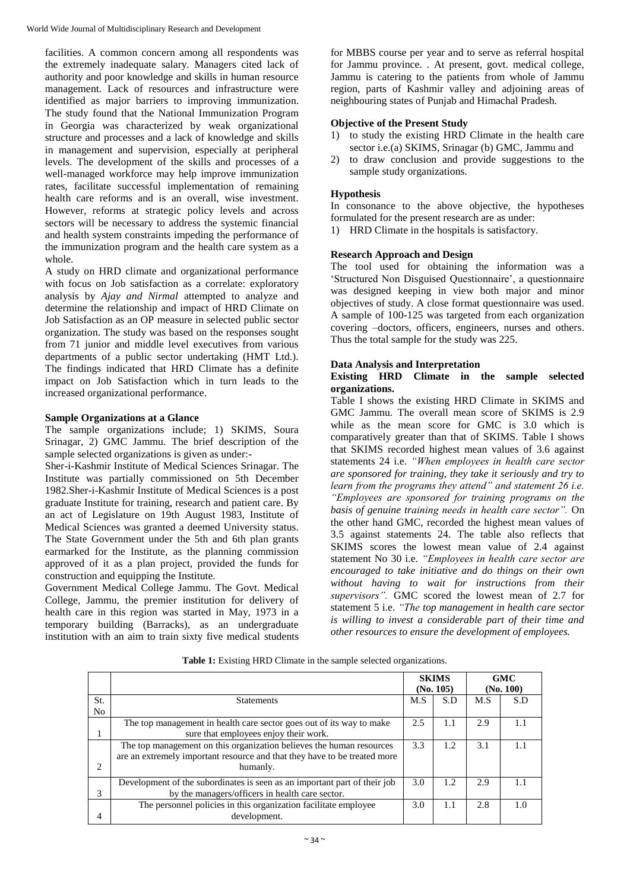facilities. A common concern among all respondents was the extremely inadequate salary. Managers cited lack of authority and poor knowledge and skills in human resource management. Lack of resources and infrastructure were identified as major barriers to improving immunization. The study found that the National Immunization Program in Georgia was characterized by weak organizational structure and processes and a lack of knowledge and skills in management and supervision, especially at peripheral levels. The development of the skills and processes of a well-managed workforce may help improve immunization rates, facilitate successful implementation of remaining health care reforms and is an overall, wise investment. However, reforms at strategic policy levels and across sectors will be necessary to address the systemic financial and health system constraints impeding the performance of the immunization program and the health care system as a whole.

A study on HRD climate and organizational performance with focus on Job satisfaction as a correlate: exploratory analysis by *Ajay and Nirmal* attempted to analyze and determine the relationship and impact of HRD Climate on Job Satisfaction as an OP measure in selected public sector organization. The study was based on the responses sought from 71 junior and middle level executives from various departments of a public sector undertaking (HMT Ltd.). The findings indicated that HRD Climate has a definite impact on Job Satisfaction which in turn leads to the increased organizational performance.

### Sample Organizations at a Glance

The sample organizations include; 1) SKIMS, Soura Srinagar, 2) GMC Jammu. The brief description of the sample selected organizations is given as under:-

Sher-i-Kashmir Institute of Medical Sciences Srinagar. The Institute was partially commissioned on 5th December 1982.Sher-i-Kashmir Institute of Medical Sciences is a post graduate Institute for training, research and patient care. By an act of Legislature on 19th August 1983, Institute of Medical Sciences was granted a deemed University status. The State Government under the 5th and 6th plan grants earmarked for the Institute, as the planning commission approved of it as a plan project, provided the funds for construction and equipping the Institute.

Government Medical College Jammu. The Govt. Medical College, Jammu, the premier institution for delivery of health care in this region was started in May, 1973 in a temporary building (Barracks), as an undergraduate institution with an aim to train sixty five medical students for MBBS course per year and to serve as referral hospital for Jammu province. . At present, govt. medical college, Jammu is catering to the patients from whole of Jammu region, parts of Kashmir valley and adjoining areas of neighbouring states of Punjab and Himachal Pradesh.

### Objective of the Present Study

1) to study the existing HRD Climate in the health care sector i.e.(a) SKIMS, Srinagar (b) GMC, Jammu and
2) to draw conclusion and provide suggestions to the sample study organizations.

### Hypothesis

In consonance to the above objective, the hypotheses formulated for the present research are as under:

1) HRD Climate in the hospitals is satisfactory.

### Research Approach and Design

The tool used for obtaining the information was a 'Structured Non Disguised Questionnaire', a questionnaire was designed keeping in view both major and minor objectives of study. A close format questionnaire was used. A sample of 100-125 was targeted from each organization covering –doctors, officers, engineers, nurses and others. Thus the total sample for the study was 225.

### Data Analysis and Interpretation

#### Existing HRD Climate in the sample selected organizations.

Table I shows the existing HRD Climate in SKIMS and GMC Jammu. The overall mean score of SKIMS is 2.9 while as the mean score for GMC is 3.0 which is comparatively greater than that of SKIMS. Table I shows that SKIMS recorded highest mean values of 3.6 against statements 24 i.e. ***"When employees in health care sector are sponsored for training, they take it seriously and try to learn from the programs they attend"*** and statement 26 ***i.e. "Employees are sponsored for training programs on the basis of genuine training needs in health care sector".*** On the other hand GMC, recorded the highest mean values of 3.5 against statements 24. The table also reflects that SKIMS scores the lowest mean value of 2.4 against statement No 30 i.e. ***"Employees in health care sector are encouraged to take initiative and do things on their own without having to wait for instructions from their supervisors".*** GMC scored the lowest mean of 2.7 for statement 5 i.e. ***"The top management in health care sector is willing to invest a considerable part of their time and other resources to ensure the development of employees.***

**Table 1:** Existing HRD Climate in the sample selected organizations.

| | | SKIMS (No. 105) | | GMC (No. 100) | |
|---|---|---|---|---|---|
| St. No | Statements | M.S | S.D | M.S | S.D |
| 1 | The top management in health care sector goes out of its way to make sure that employees enjoy their work. | 2.5 | 1.1 | 2.9 | 1.1 |
| 2 | The top management on this organization believes the human resources are an extremely important resource and that they have to be treated more humanly. | 3.3 | 1.2 | 3.1 | 1.1 |
| 3 | Development of the subordinates is seen as an important part of their job by the managers/officers in health care sector. | 3.0 | 1.2 | 2.9 | 1.1 |
| 4 | The personnel policies in this organization facilitate employee development. | 3.0 | 1.1 | 2.8 | 1.0 |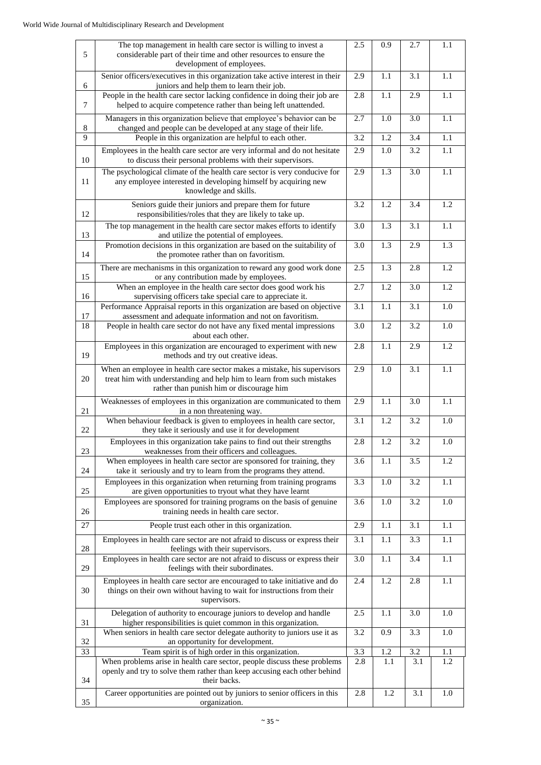| | | | | | |
|---|---|---|---|---|---|
| 5 | The top management in health care sector is willing to invest a considerable part of their time and other resources to ensure the development of employees. | 2.5 | 0.9 | 2.7 | 1.1 |
| 6 | Senior officers/executives in this organization take active interest in their juniors and help them to learn their job. | 2.9 | 1.1 | 3.1 | 1.1 |
| 7 | People in the health care sector lacking confidence in doing their job are helped to acquire competence rather than being left unattended. | 2.8 | 1.1 | 2.9 | 1.1 |
| 8 | Managers in this organization believe that employee's behavior can be changed and people can be developed at any stage of their life. | 2.7 | 1.0 | 3.0 | 1.1 |
| 9 | People in this organization are helpful to each other. | 3.2 | 1.2 | 3.4 | 1.1 |
| 10 | Employees in the health care sector are very informal and do not hesitate to discuss their personal problems with their supervisors. | 2.9 | 1.0 | 3.2 | 1.1 |
| 11 | The psychological climate of the health care sector is very conducive for any employee interested in developing himself by acquiring new knowledge and skills. | 2.9 | 1.3 | 3.0 | 1.1 |
| 12 | Seniors guide their juniors and prepare them for future responsibilities/roles that they are likely to take up. | 3.2 | 1.2 | 3.4 | 1.2 |
| 13 | The top management in the health care sector makes efforts to identify and utilize the potential of employees. | 3.0 | 1.3 | 3.1 | 1.1 |
| 14 | Promotion decisions in this organization are based on the suitability of the promotee rather than on favoritism. | 3.0 | 1.3 | 2.9 | 1.3 |
| 15 | There are mechanisms in this organization to reward any good work done or any contribution made by employees. | 2.5 | 1.3 | 2.8 | 1.2 |
| 16 | When an employee in the health care sector does good work his supervising officers take special care to appreciate it. | 2.7 | 1.2 | 3.0 | 1.2 |
| 17 | Performance Appraisal reports in this organization are based on objective assessment and adequate information and not on favoritism. | 3.1 | 1.1 | 3.1 | 1.0 |
| 18 | People in health care sector do not have any fixed mental impressions about each other. | 3.0 | 1.2 | 3.2 | 1.0 |
| 19 | Employees in this organization are encouraged to experiment with new methods and try out creative ideas. | 2.8 | 1.1 | 2.9 | 1.2 |
| 20 | When an employee in health care sector makes a mistake, his supervisors treat him with understanding and help him to learn from such mistakes rather than punish him or discourage him | 2.9 | 1.0 | 3.1 | 1.1 |
| 21 | Weaknesses of employees in this organization are communicated to them in a non threatening way. | 2.9 | 1.1 | 3.0 | 1.1 |
| 22 | When behaviour feedback is given to employees in health care sector, they take it seriously and use it for development | 3.1 | 1.2 | 3.2 | 1.0 |
| 23 | Employees in this organization take pains to find out their strengths weaknesses from their officers and colleagues. | 2.8 | 1.2 | 3.2 | 1.0 |
| 24 | When employees in health care sector are sponsored for training, they take it seriously and try to learn from the programs they attend. | 3.6 | 1.1 | 3.5 | 1.2 |
| 25 | Employees in this organization when returning from training programs are given opportunities to tryout what they have learnt | 3.3 | 1.0 | 3.2 | 1.1 |
| 26 | Employees are sponsored for training programs on the basis of genuine training needs in health care sector. | 3.6 | 1.0 | 3.2 | 1.0 |
| 27 | People trust each other in this organization. | 2.9 | 1.1 | 3.1 | 1.1 |
| 28 | Employees in health care sector are not afraid to discuss or express their feelings with their supervisors. | 3.1 | 1.1 | 3.3 | 1.1 |
| 29 | Employees in health care sector are not afraid to discuss or express their feelings with their subordinates. | 3.0 | 1.1 | 3.4 | 1.1 |
| 30 | Employees in health care sector are encouraged to take initiative and do things on their own without having to wait for instructions from their supervisors. | 2.4 | 1.2 | 2.8 | 1.1 |
| 31 | Delegation of authority to encourage juniors to develop and handle higher responsibilities is quiet common in this organization. | 2.5 | 1.1 | 3.0 | 1.0 |
| 32 | When seniors in health care sector delegate authority to juniors use it as an opportunity for development. | 3.2 | 0.9 | 3.3 | 1.0 |
| 33 | Team spirit is of high order in this organization. | 3.3 | 1.2 | 3.2 | 1.1 |
| 34 | When problems arise in health care sector, people discuss these problems openly and try to solve them rather than keep accusing each other behind their backs. | 2.8 | 1.1 | 3.1 | 1.2 |
| 35 | Career opportunities are pointed out by juniors to senior officers in this organization. | 2.8 | 1.2 | 3.1 | 1.0 |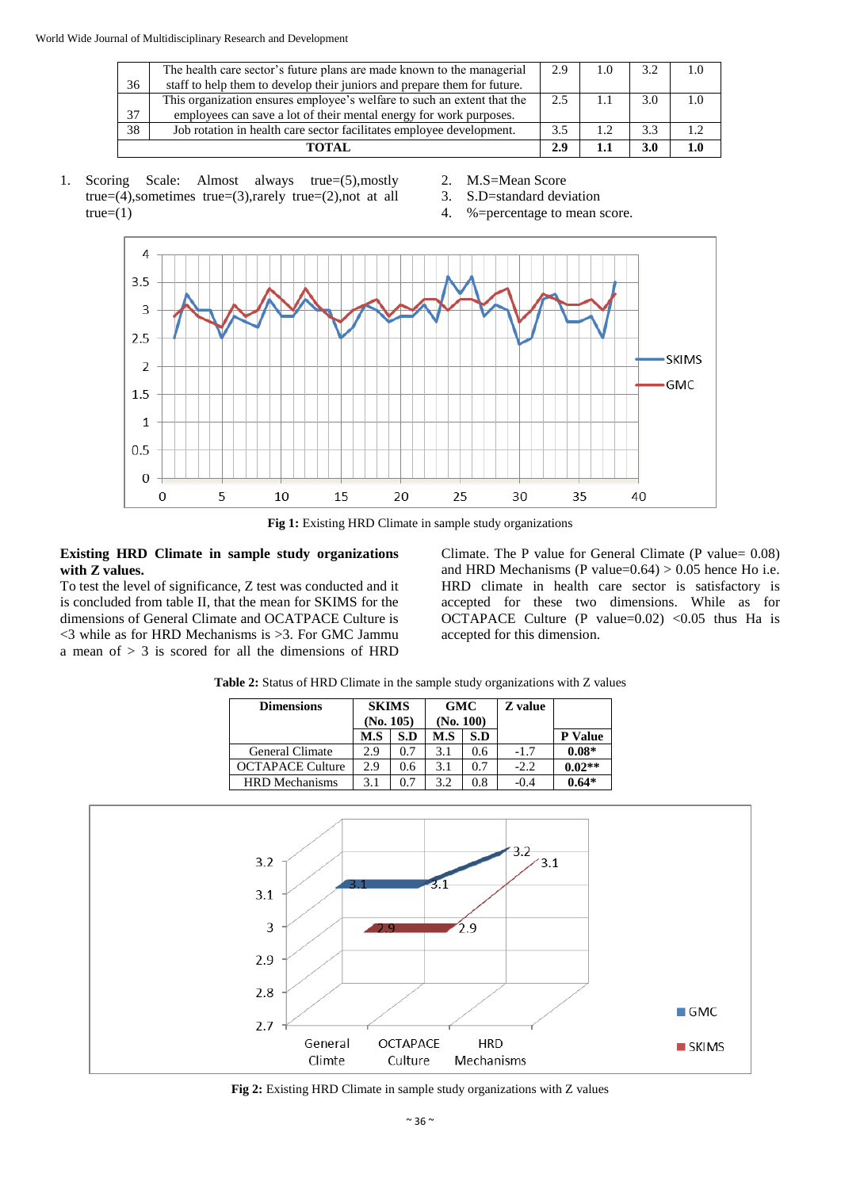| 36 | The health care sector's future plans are made known to the managerial staff to help them to develop their juniors and prepare them for future. | 2.9 | 1.0 | 3.2 | 1.0 |
|---|---|---|---|---|---|
| 37 | This organization ensures employee's welfare to such an extent that the employees can save a lot of their mental energy for work purposes. | 2.5 | 1.1 | 3.0 | 1.0 |
| 38 | Job rotation in health care sector facilitates employee development. | 3.5 | 1.2 | 3.3 | 1.2 |
| | **TOTAL** | **2.9** | **1.1** | **3.0** | **1.0** |

1. Scoring Scale: Almost always true=(5),mostly true=(4),sometimes true=(3),rarely true=(2),not at all true=(1)
2. M.S=Mean Score
3. S.D=standard deviation
4. %=percentage to mean score.

**Fig 1:** Existing HRD Climate in sample study organizations

**Existing HRD Climate in sample study organizations with Z values.**

To test the level of significance, Z test was conducted and it is concluded from table II, that the mean for SKIMS for the dimensions of General Climate and OCATPACE Culture is <3 while as for HRD Mechanisms is >3. For GMC Jammu a mean of > 3 is scored for all the dimensions of HRD Climate. The P value for General Climate (P value= 0.08) and HRD Mechanisms (P value=0.64) > 0.05 hence Ho i.e. HRD climate in health care sector is satisfactory is accepted for these two dimensions. While as for OCTAPACE Culture (P value=0.02) <0.05 thus Ha is accepted for this dimension.

**Table 2:** Status of HRD Climate in the sample study organizations with Z values

| Dimensions | SKIMS (No. 105) | | GMC (No. 100) | | Z value | P Value |
|---|---|---|---|---|---|---|
| | M.S | S.D | M.S | S.D | | |
| General Climate | 2.9 | 0.7 | 3.1 | 0.6 | -1.7 | **0.08*** |
| OCTAPACE Culture | 2.9 | 0.6 | 3.1 | 0.7 | -2.2 | **0.02**** |
| HRD Mechanisms | 3.1 | 0.7 | 3.2 | 0.8 | -0.4 | **0.64*** |

**Fig 2:** Existing HRD Climate in sample study organizations with Z values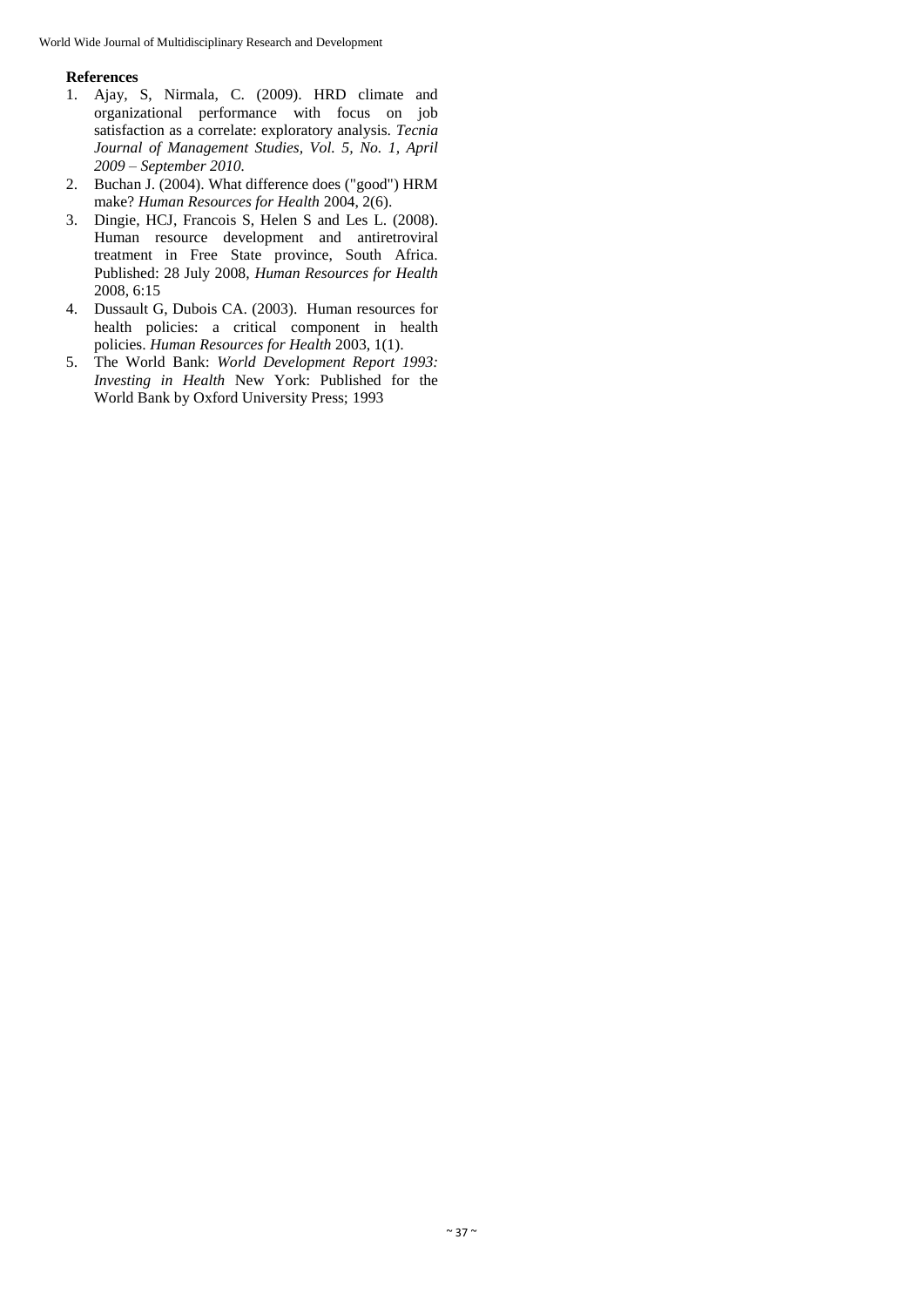**References**

1. Ajay, S, Nirmala, C. (2009). HRD climate and organizational performance with focus on job satisfaction as a correlate: exploratory analysis. *Tecnia Journal of Management Studies, Vol. 5, No. 1, April 2009 – September 2010.*
2. Buchan J. (2004). What difference does ("good") HRM make? *Human Resources for Health* 2004, 2(6).
3. Dingie, HCJ, Francois S, Helen S and Les L. (2008). Human resource development and antiretroviral treatment in Free State province, South Africa. Published: 28 July 2008, *Human Resources for Health* 2008, 6:15
4. Dussault G, Dubois CA. (2003). Human resources for health policies: a critical component in health policies. *Human Resources for Health* 2003, 1(1).
5. The World Bank: *World Development Report 1993: Investing in Health* New York: Published for the World Bank by Oxford University Press; 1993